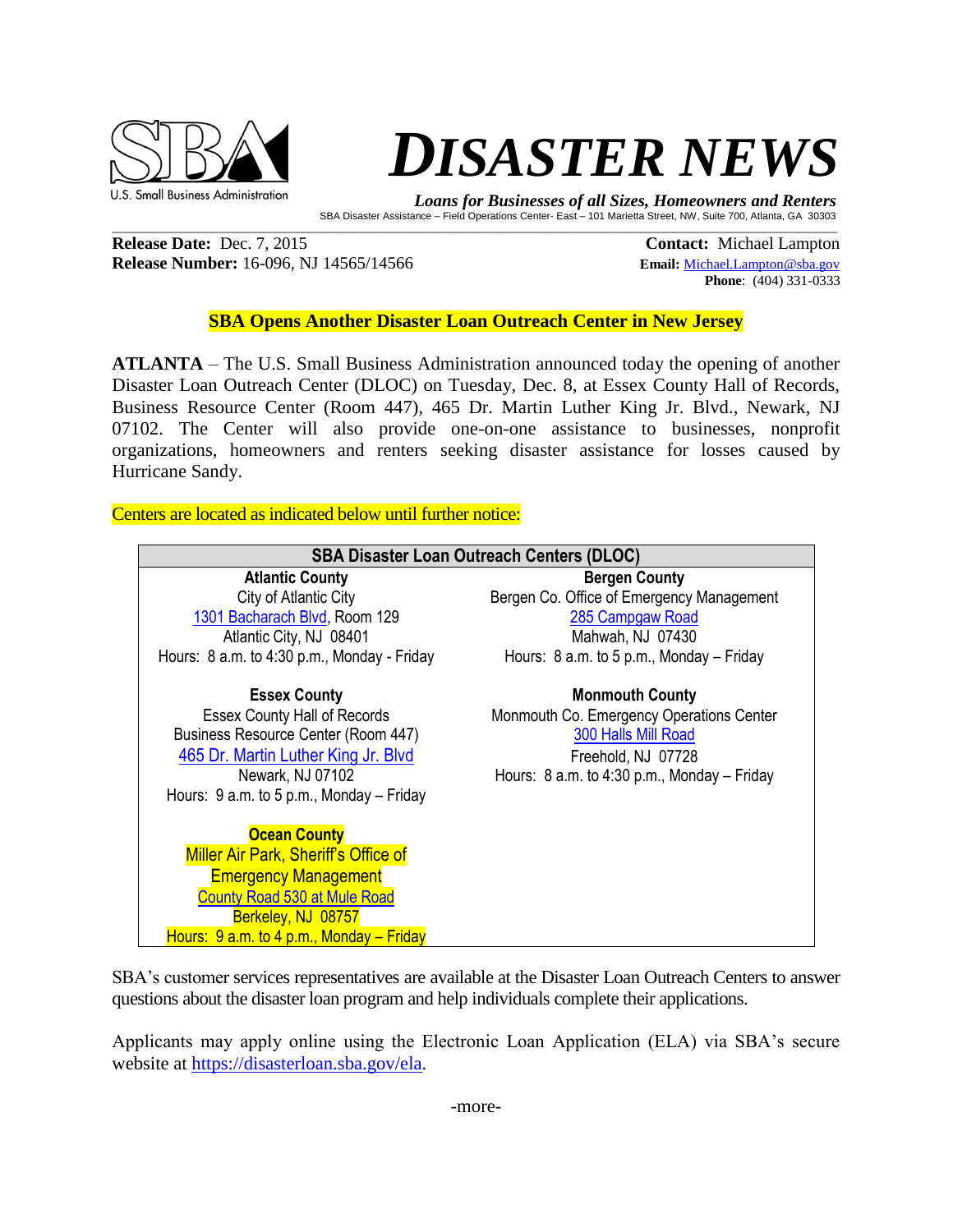# DISASTER NEWS

***Loans for Businesses of all Sizes, Homeowners and Renters***

SBA Disaster Assistance – Field Operations Center- East – 101 Marietta Street, NW, Suite 700, Atlanta, GA 30303

**Release Date:** Dec. 7, 2015
**Release Number:** 16-096, NJ 14565/14566

**Contact:** Michael Lampton
**Email:** Michael.Lampton@sba.gov
**Phone**: (404) 331-0333

## SBA Opens Another Disaster Loan Outreach Center in New Jersey

**ATLANTA** – The U.S. Small Business Administration announced today the opening of another Disaster Loan Outreach Center (DLOC) on Tuesday, Dec. 8, at Essex County Hall of Records, Business Resource Center (Room 447), 465 Dr. Martin Luther King Jr. Blvd., Newark, NJ 07102. The Center will also provide one-on-one assistance to businesses, nonprofit organizations, homeowners and renters seeking disaster assistance for losses caused by Hurricane Sandy.

Centers are located as indicated below until further notice:

| SBA Disaster Loan Outreach Centers (DLOC) | |
|---|---|
| **Atlantic County**<br>City of Atlantic City<br>1301 Bacharach Blvd, Room 129<br>Atlantic City, NJ 08401<br>Hours: 8 a.m. to 4:30 p.m., Monday - Friday | **Bergen County**<br>Bergen Co. Office of Emergency Management<br>285 Campgaw Road<br>Mahwah, NJ 07430<br>Hours: 8 a.m. to 5 p.m., Monday – Friday |
| **Essex County**<br>Essex County Hall of Records<br>Business Resource Center (Room 447)<br>465 Dr. Martin Luther King Jr. Blvd<br>Newark, NJ 07102<br>Hours: 9 a.m. to 5 p.m., Monday – Friday | **Monmouth County**<br>Monmouth Co. Emergency Operations Center<br>300 Halls Mill Road<br>Freehold, NJ 07728<br>Hours: 8 a.m. to 4:30 p.m., Monday – Friday |
| **Ocean County**<br>Miller Air Park, Sheriff's Office of Emergency Management<br>County Road 530 at Mule Road<br>Berkeley, NJ 08757<br>Hours: 9 a.m. to 4 p.m., Monday – Friday | |

SBA's customer services representatives are available at the Disaster Loan Outreach Centers to answer questions about the disaster loan program and help individuals complete their applications.

Applicants may apply online using the Electronic Loan Application (ELA) via SBA's secure website at https://disasterloan.sba.gov/ela.

-more-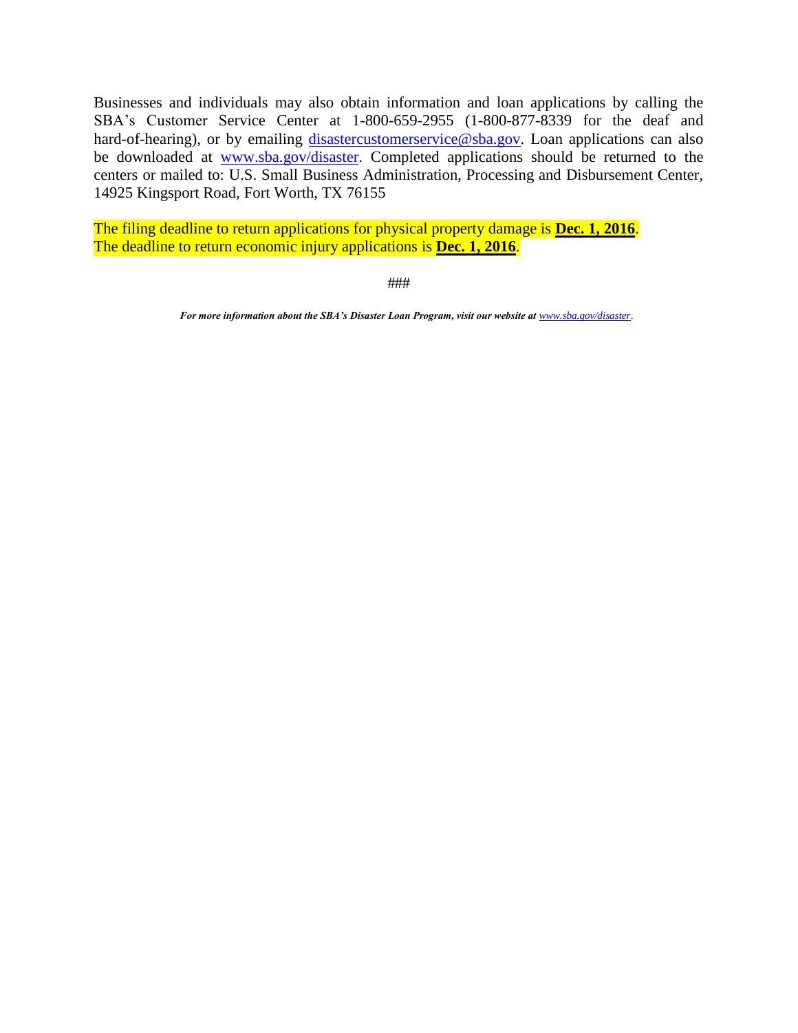Businesses and individuals may also obtain information and loan applications by calling the SBA's Customer Service Center at 1-800-659-2955 (1-800-877-8339 for the deaf and hard-of-hearing), or by emailing disastercustomerservice@sba.gov. Loan applications can also be downloaded at www.sba.gov/disaster. Completed applications should be returned to the centers or mailed to: U.S. Small Business Administration, Processing and Disbursement Center, 14925 Kingsport Road, Fort Worth, TX 76155

The filing deadline to return applications for physical property damage is **Dec. 1, 2016**.
The deadline to return economic injury applications is **Dec. 1, 2016**.

###

***For more information about the SBA's Disaster Loan Program, visit our website at www.sba.gov/disaster.***